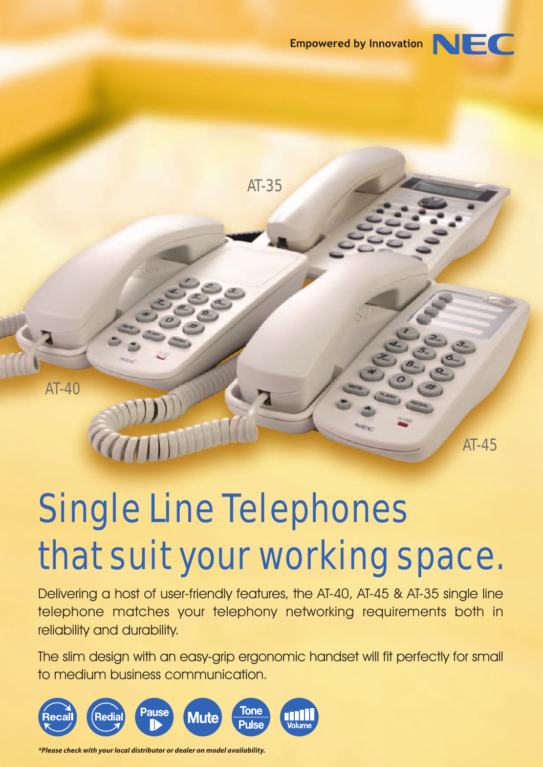Empowered by Innovation NEC

AT-35

AT-40

AT-45

# Single Line Telephones that suit your working space.

Delivering a host of user-friendly features, the AT-40, AT-45 & AT-35 single line telephone matches your telephony networking requirements both in reliability and durability.

The slim design with an easy-grip ergonomic handset will fit perfectly for small to medium business communication.

Recall | Redial | Pause | Mute | Tone Pulse | Volume

***Please check with your local distributor or dealer on model availability.**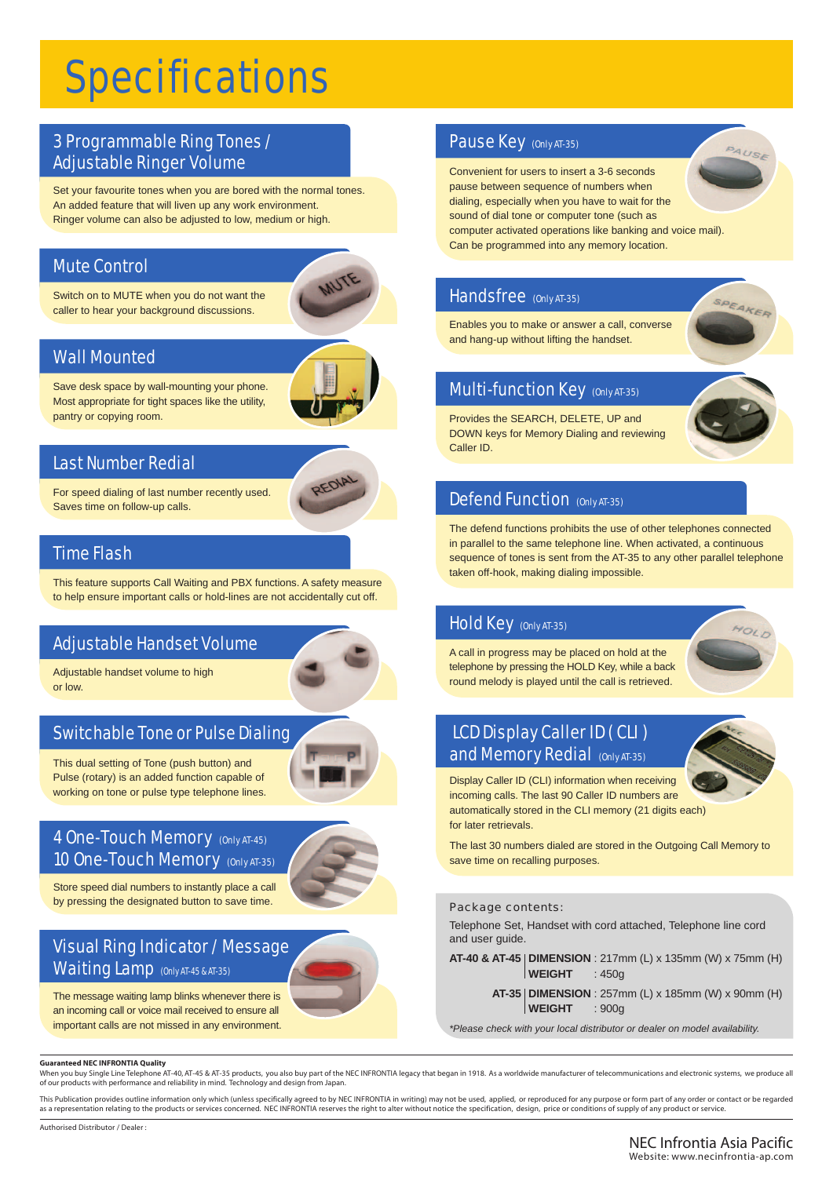# Specifications

## 3 Programmable Ring Tones / Adjustable Ringer Volume

Set your favourite tones when you are bored with the normal tones. An added feature that will liven up any work environment. Ringer volume can also be adjusted to low, medium or high.

## Mute Control

Switch on to MUTE when you do not want the caller to hear your background discussions.

## Wall Mounted

Save desk space by wall-mounting your phone. Most appropriate for tight spaces like the utility, pantry or copying room.

## Last Number Redial

For speed dialing of last number recently used. Saves time on follow-up calls.

## Time Flash

This feature supports Call Waiting and PBX functions. A safety measure to help ensure important calls or hold-lines are not accidentally cut off.

## Adjustable Handset Volume

Adjustable handset volume to high or low.

## Switchable Tone or Pulse Dialing

This dual setting of Tone (push button) and Pulse (rotary) is an added function capable of working on tone or pulse type telephone lines.

## 4 One-Touch Memory (Only AT-45) 10 One-Touch Memory (Only AT-35)

Store speed dial numbers to instantly place a call by pressing the designated button to save time.

## Visual Ring Indicator / Message Waiting Lamp (Only AT-45 & AT-35)

The message waiting lamp blinks whenever there is an incoming call or voice mail received to ensure all important calls are not missed in any environment.

## Pause Key (Only AT-35)

Convenient for users to insert a 3-6 seconds pause between sequence of numbers when dialing, especially when you have to wait for the sound of dial tone or computer tone (such as computer activated operations like banking and voice mail). Can be programmed into any memory location.

## Handsfree (Only AT-35)

Enables you to make or answer a call, converse and hang-up without lifting the handset.

## Multi-function Key (Only AT-35)

Provides the SEARCH, DELETE, UP and DOWN keys for Memory Dialing and reviewing Caller ID.

## Defend Function (Only AT-35)

The defend functions prohibits the use of other telephones connected in parallel to the same telephone line. When activated, a continuous sequence of tones is sent from the AT-35 to any other parallel telephone taken off-hook, making dialing impossible.

## Hold Key (Only AT-35)

A call in progress may be placed on hold at the telephone by pressing the HOLD Key, while a back round melody is played until the call is retrieved.

## LCD Display Caller ID ( CLI ) and Memory Redial (Only AT-35)

Display Caller ID (CLI) information when receiving incoming calls. The last 90 Caller ID numbers are automatically stored in the CLI memory (21 digits each) for later retrievals.

The last 30 numbers dialed are stored in the Outgoing Call Memory to save time on recalling purposes.

### Package contents:

Telephone Set, Handset with cord attached, Telephone line cord and user guide.

| | | |
|---|---|---|
| **AT-40 & AT-45** | **DIMENSION** | : 217mm (L) x 135mm (W) x 75mm (H) |
| | **WEIGHT** | : 450g |
| **AT-35** | **DIMENSION** | : 257mm (L) x 185mm (W) x 90mm (H) |
| | **WEIGHT** | : 900g |

*\*Please check with your local distributor or dealer on model availability.*

**Guaranteed NEC INFRONTIA Quality**

When you buy Single Line Telephone AT-40, AT-45 & AT-35 products, you also buy part of the NEC INFRONTIA legacy that began in 1918. As a worldwide manufacturer of telecommunications and electronic systems, we produce all of our products with performance and reliability in mind. Technology and design from Japan.

This Publication provides outline information only which (unless specifically agreed to by NEC INFRONTIA in writing) may not be used, applied, or reproduced for any purpose or form part of any order or contact or be regarded as a representation relating to the products or services concerned. NEC INFRONTIA reserves the right to alter without notice the specification, design, price or conditions of supply of any product or service.

Authorised Distributor / Dealer :

NEC Infrontia Asia Pacific
Website: www.necinfrontia-ap.com